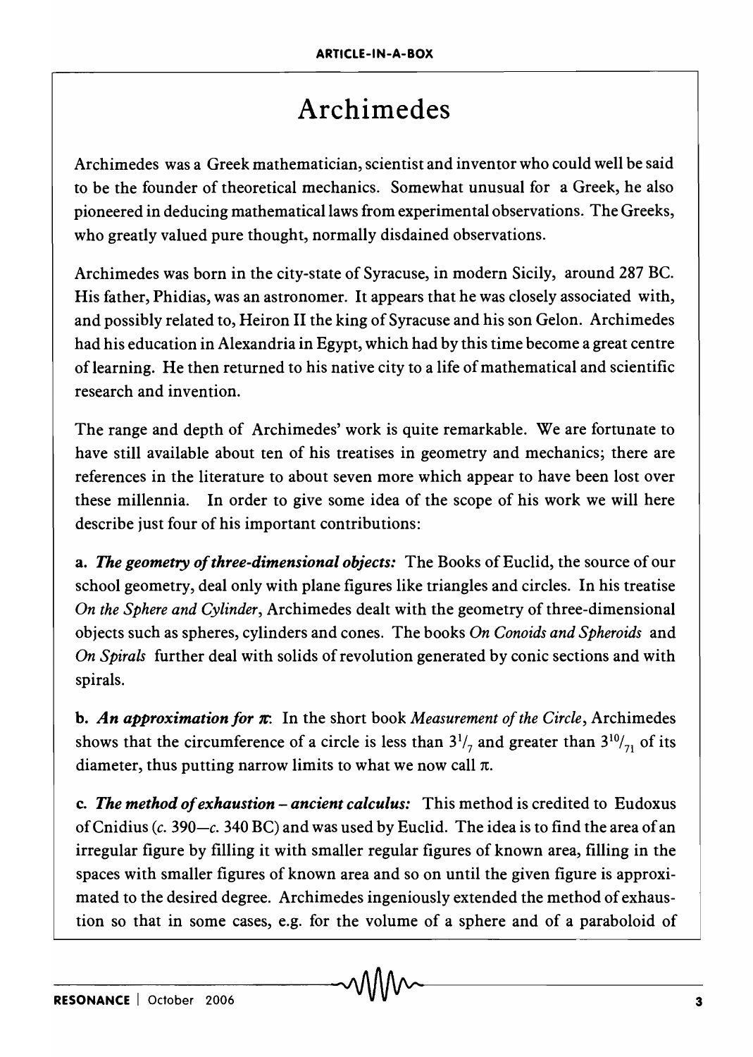# Archimedes

Archimedes was a Greek mathematician, scientist and inventor who could well be said to be the founder of theoretical mechanics. Somewhat unusual for a Greek, he also pioneered in deducing mathematical laws from experimental observations. The Greeks, who greatly valued pure thought, normally disdained observations.

Archimedes was born in the city-state of Syracuse, in modern Sicily, around 287 BC. His father, Phidias, was an astronomer. It appears that he was closely associated with, and possibly related to, Heiron II the king of Syracuse and his son Gelon. Archimedes had his education in Alexandria in Egypt, which had by this time become a great centre of learning. He then returned to his native city to a life of mathematical and scientific research and invention.

The range and depth of Archimedes' work is quite remarkable. We are fortunate to have still available about ten of his treatises in geometry and mechanics; there are references in the literature to about seven more which appear to have been lost over these millennia. In order to give some idea of the scope of his work we will here describe just four of his important contributions:

**a. *The geometry of three-dimensional objects:*** The Books of Euclid, the source of our school geometry, deal only with plane figures like triangles and circles. In his treatise *On the Sphere and Cylinder*, Archimedes dealt with the geometry of three-dimensional objects such as spheres, cylinders and cones. The books *On Conoids and Spheroids* and *On Spirals* further deal with solids of revolution generated by conic sections and with spirals.

**b. *An approximation for $\pi$*:** In the short book *Measurement of the Circle*, Archimedes shows that the circumference of a circle is less than $3\frac{1}{7}$ and greater than $3\frac{10}{71}$ of its diameter, thus putting narrow limits to what we now call $\pi$.

**c. *The method of exhaustion – ancient calculus:*** This method is credited to Eudoxus of Cnidius (*c.* 390—*c.* 340 BC) and was used by Euclid. The idea is to find the area of an irregular figure by filling it with smaller regular figures of known area, filling in the spaces with smaller figures of known area and so on until the given figure is approximated to the desired degree. Archimedes ingeniously extended the method of exhaustion so that in some cases, e.g. for the volume of a sphere and of a paraboloid of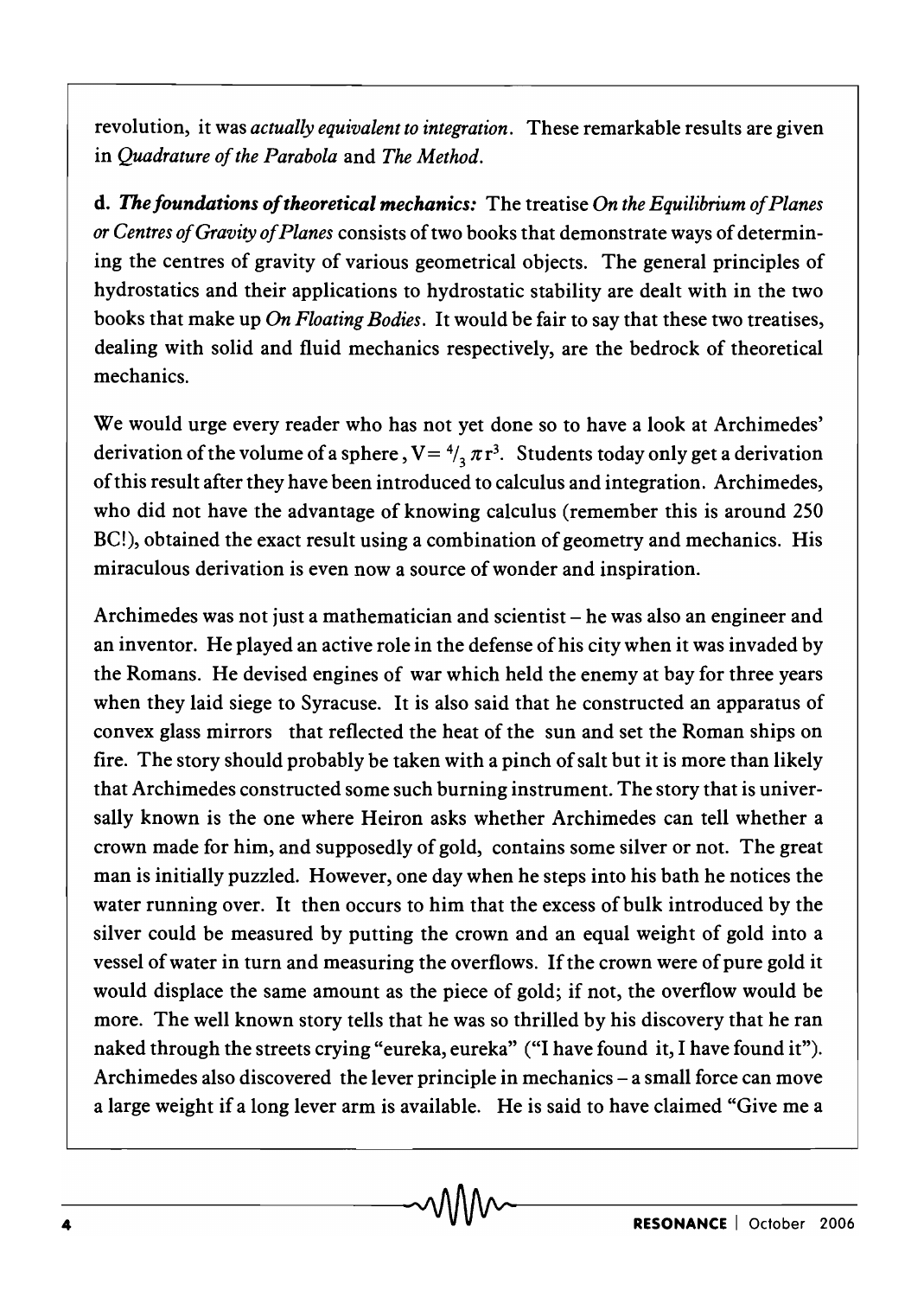revolution, it was *actually equivalent to integration*. These remarkable results are given in *Quadrature of the Parabola* and *The Method*.

**d.** ***The foundations of theoretical mechanics:*** The treatise *On the Equilibrium of Planes or Centres of Gravity of Planes* consists of two books that demonstrate ways of determining the centres of gravity of various geometrical objects. The general principles of hydrostatics and their applications to hydrostatic stability are dealt with in the two books that make up *On Floating Bodies*. It would be fair to say that these two treatises, dealing with solid and fluid mechanics respectively, are the bedrock of theoretical mechanics.

We would urge every reader who has not yet done so to have a look at Archimedes' derivation of the volume of a sphere, $V = {}^{4}/_{3}\,\pi r^3$. Students today only get a derivation of this result after they have been introduced to calculus and integration. Archimedes, who did not have the advantage of knowing calculus (remember this is around 250 BC!), obtained the exact result using a combination of geometry and mechanics. His miraculous derivation is even now a source of wonder and inspiration.

Archimedes was not just a mathematician and scientist – he was also an engineer and an inventor. He played an active role in the defense of his city when it was invaded by the Romans. He devised engines of war which held the enemy at bay for three years when they laid siege to Syracuse. It is also said that he constructed an apparatus of convex glass mirrors that reflected the heat of the sun and set the Roman ships on fire. The story should probably be taken with a pinch of salt but it is more than likely that Archimedes constructed some such burning instrument. The story that is universally known is the one where Heiron asks whether Archimedes can tell whether a crown made for him, and supposedly of gold, contains some silver or not. The great man is initially puzzled. However, one day when he steps into his bath he notices the water running over. It then occurs to him that the excess of bulk introduced by the silver could be measured by putting the crown and an equal weight of gold into a vessel of water in turn and measuring the overflows. If the crown were of pure gold it would displace the same amount as the piece of gold; if not, the overflow would be more. The well known story tells that he was so thrilled by his discovery that he ran naked through the streets crying "eureka, eureka" ("I have found it, I have found it"). Archimedes also discovered the lever principle in mechanics – a small force can move a large weight if a long lever arm is available. He is said to have claimed "Give me a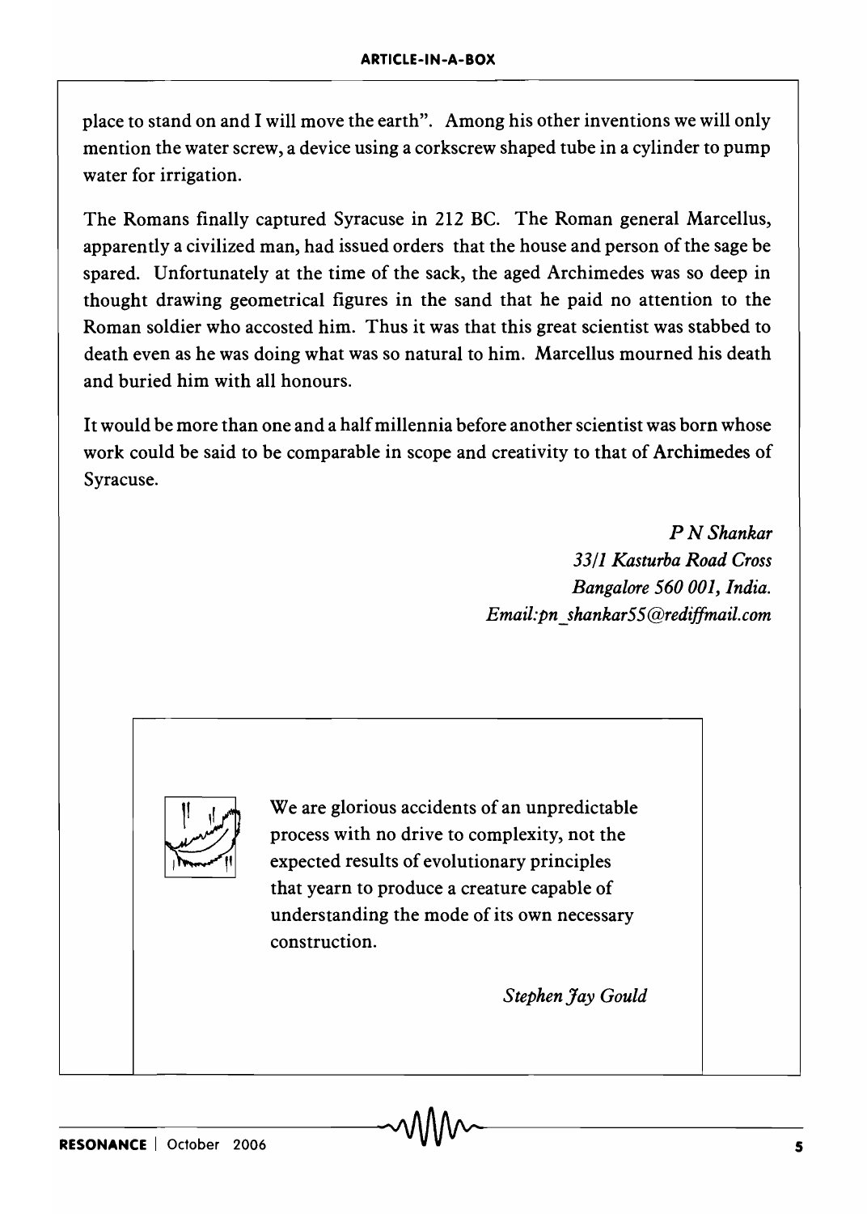place to stand on and I will move the earth". Among his other inventions we will only mention the water screw, a device using a corkscrew shaped tube in a cylinder to pump water for irrigation.

The Romans finally captured Syracuse in 212 BC. The Roman general Marcellus, apparently a civilized man, had issued orders that the house and person of the sage be spared. Unfortunately at the time of the sack, the aged Archimedes was so deep in thought drawing geometrical figures in the sand that he paid no attention to the Roman soldier who accosted him. Thus it was that this great scientist was stabbed to death even as he was doing what was so natural to him. Marcellus mourned his death and buried him with all honours.

It would be more than one and a half millennia before another scientist was born whose work could be said to be comparable in scope and creativity to that of Archimedes of Syracuse.

*P N Shankar*
*33/1 Kasturba Road Cross*
*Bangalore 560 001, India.*
*Email:pn_shankar55@rediffmail.com*

We are glorious accidents of an unpredictable process with no drive to complexity, not the expected results of evolutionary principles that yearn to produce a creature capable of understanding the mode of its own necessary construction.

*Stephen Jay Gould*